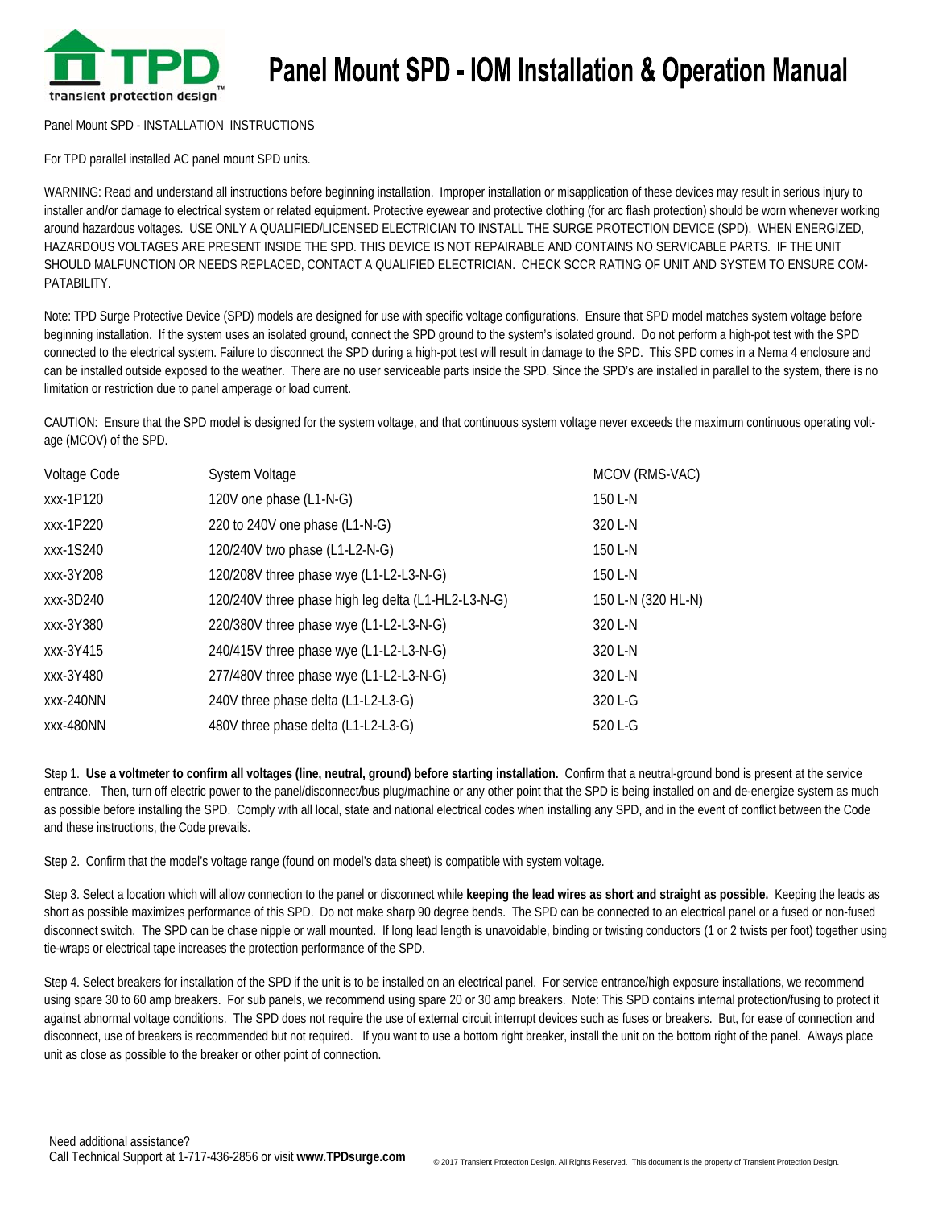# Panel Mount SPD - IOM Installation & Operation Manual

Panel Mount SPD - INSTALLATION INSTRUCTIONS

For TPD parallel installed AC panel mount SPD units.

WARNING: Read and understand all instructions before beginning installation. Improper installation or misapplication of these devices may result in serious injury to installer and/or damage to electrical system or related equipment. Protective eyewear and protective clothing (for arc flash protection) should be worn whenever working around hazardous voltages. USE ONLY A QUALIFIED/LICENSED ELECTRICIAN TO INSTALL THE SURGE PROTECTION DEVICE (SPD). WHEN ENERGIZED, HAZARDOUS VOLTAGES ARE PRESENT INSIDE THE SPD. THIS DEVICE IS NOT REPAIRABLE AND CONTAINS NO SERVICABLE PARTS. IF THE UNIT SHOULD MALFUNCTION OR NEEDS REPLACED, CONTACT A QUALIFIED ELECTRICIAN. CHECK SCCR RATING OF UNIT AND SYSTEM TO ENSURE COMPATABILITY.

Note: TPD Surge Protective Device (SPD) models are designed for use with specific voltage configurations. Ensure that SPD model matches system voltage before beginning installation. If the system uses an isolated ground, connect the SPD ground to the system's isolated ground. Do not perform a high-pot test with the SPD connected to the electrical system. Failure to disconnect the SPD during a high-pot test will result in damage to the SPD. This SPD comes in a Nema 4 enclosure and can be installed outside exposed to the weather. There are no user serviceable parts inside the SPD. Since the SPD's are installed in parallel to the system, there is no limitation or restriction due to panel amperage or load current.

CAUTION: Ensure that the SPD model is designed for the system voltage, and that continuous system voltage never exceeds the maximum continuous operating voltage (MCOV) of the SPD.

| Voltage Code | System Voltage | MCOV (RMS-VAC) |
|---|---|---|
| xxx-1P120 | 120V one phase (L1-N-G) | 150 L-N |
| xxx-1P220 | 220 to 240V one phase (L1-N-G) | 320 L-N |
| xxx-1S240 | 120/240V two phase (L1-L2-N-G) | 150 L-N |
| xxx-3Y208 | 120/208V three phase wye (L1-L2-L3-N-G) | 150 L-N |
| xxx-3D240 | 120/240V three phase high leg delta (L1-HL2-L3-N-G) | 150 L-N (320 HL-N) |
| xxx-3Y380 | 220/380V three phase wye (L1-L2-L3-N-G) | 320 L-N |
| xxx-3Y415 | 240/415V three phase wye (L1-L2-L3-N-G) | 320 L-N |
| xxx-3Y480 | 277/480V three phase wye (L1-L2-L3-N-G) | 320 L-N |
| xxx-240NN | 240V three phase delta (L1-L2-L3-G) | 320 L-G |
| xxx-480NN | 480V three phase delta (L1-L2-L3-G) | 520 L-G |

Step 1. **Use a voltmeter to confirm all voltages (line, neutral, ground) before starting installation.** Confirm that a neutral-ground bond is present at the service entrance. Then, turn off electric power to the panel/disconnect/bus plug/machine or any other point that the SPD is being installed on and de-energize system as much as possible before installing the SPD. Comply with all local, state and national electrical codes when installing any SPD, and in the event of conflict between the Code and these instructions, the Code prevails.

Step 2. Confirm that the model's voltage range (found on model's data sheet) is compatible with system voltage.

Step 3. Select a location which will allow connection to the panel or disconnect while **keeping the lead wires as short and straight as possible.** Keeping the leads as short as possible maximizes performance of this SPD. Do not make sharp 90 degree bends. The SPD can be connected to an electrical panel or a fused or non-fused disconnect switch. The SPD can be chase nipple or wall mounted. If long lead length is unavoidable, binding or twisting conductors (1 or 2 twists per foot) together using tie-wraps or electrical tape increases the protection performance of the SPD.

Step 4. Select breakers for installation of the SPD if the unit is to be installed on an electrical panel. For service entrance/high exposure installations, we recommend using spare 30 to 60 amp breakers. For sub panels, we recommend using spare 20 or 30 amp breakers. Note: This SPD contains internal protection/fusing to protect it against abnormal voltage conditions. The SPD does not require the use of external circuit interrupt devices such as fuses or breakers. But, for ease of connection and disconnect, use of breakers is recommended but not required. If you want to use a bottom right breaker, install the unit on the bottom right of the panel. Always place unit as close as possible to the breaker or other point of connection.

Need additional assistance?
Call Technical Support at 1-717-436-2856 or visit **www.TPDsurge.com**

© 2017 Transient Protection Design. All Rights Reserved. This document is the property of Transient Protection Design.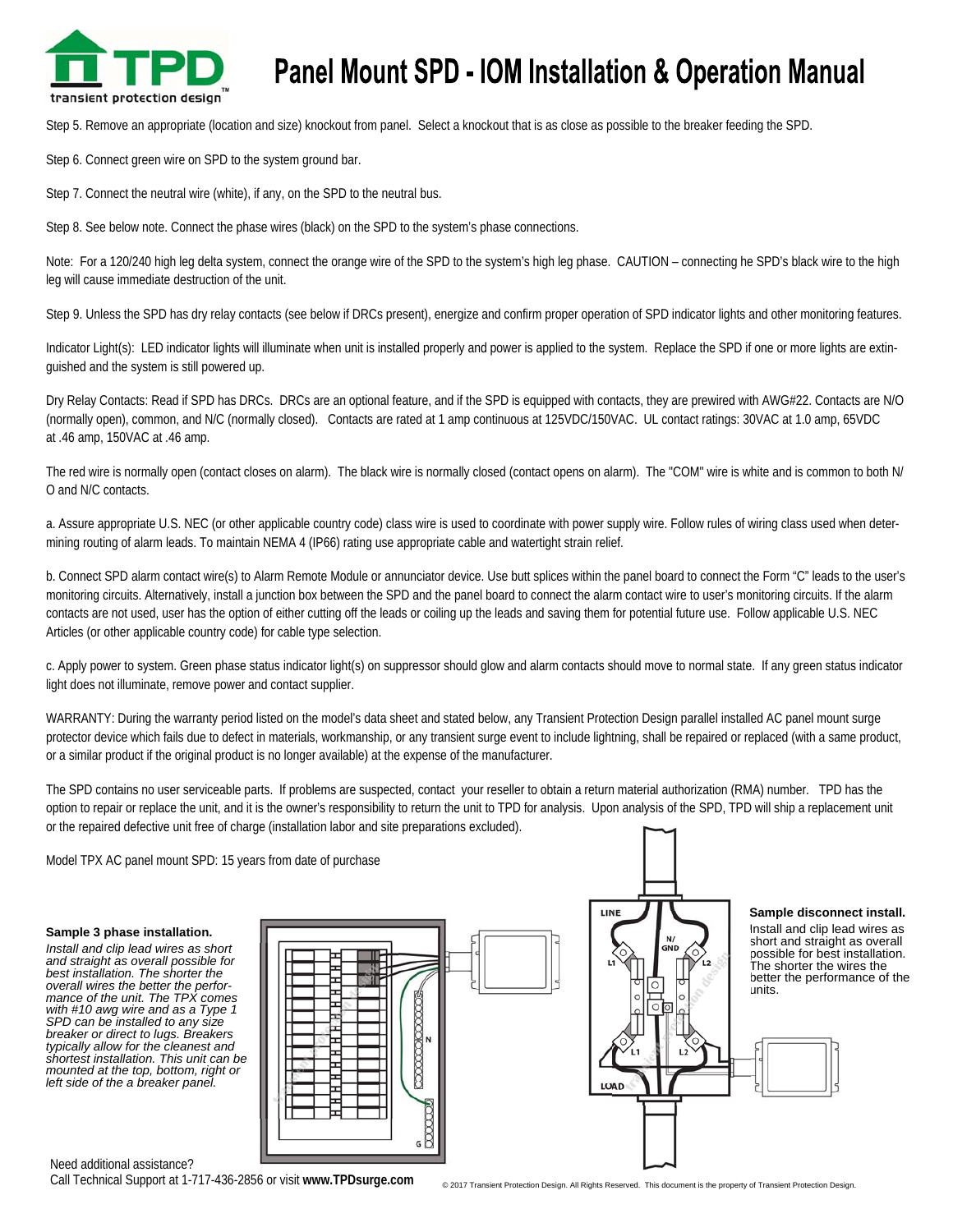# Panel Mount SPD - IOM Installation & Operation Manual

Step 5. Remove an appropriate (location and size) knockout from panel. Select a knockout that is as close as possible to the breaker feeding the SPD.

Step 6. Connect green wire on SPD to the system ground bar.

Step 7. Connect the neutral wire (white), if any, on the SPD to the neutral bus.

Step 8. See below note. Connect the phase wires (black) on the SPD to the system's phase connections.

Note: For a 120/240 high leg delta system, connect the orange wire of the SPD to the system's high leg phase. CAUTION – connecting he SPD's black wire to the high leg will cause immediate destruction of the unit.

Step 9. Unless the SPD has dry relay contacts (see below if DRCs present), energize and confirm proper operation of SPD indicator lights and other monitoring features.

Indicator Light(s): LED indicator lights will illuminate when unit is installed properly and power is applied to the system. Replace the SPD if one or more lights are extinguished and the system is still powered up.

Dry Relay Contacts: Read if SPD has DRCs. DRCs are an optional feature, and if the SPD is equipped with contacts, they are prewired with AWG#22. Contacts are N/O (normally open), common, and N/C (normally closed). Contacts are rated at 1 amp continuous at 125VDC/150VAC. UL contact ratings: 30VAC at 1.0 amp, 65VDC at .46 amp, 150VAC at .46 amp.

The red wire is normally open (contact closes on alarm). The black wire is normally closed (contact opens on alarm). The "COM" wire is white and is common to both N/O and N/C contacts.

a. Assure appropriate U.S. NEC (or other applicable country code) class wire is used to coordinate with power supply wire. Follow rules of wiring class used when determining routing of alarm leads. To maintain NEMA 4 (IP66) rating use appropriate cable and watertight strain relief.

b. Connect SPD alarm contact wire(s) to Alarm Remote Module or annunciator device. Use butt splices within the panel board to connect the Form "C" leads to the user's monitoring circuits. Alternatively, install a junction box between the SPD and the panel board to connect the alarm contact wire to user's monitoring circuits. If the alarm contacts are not used, user has the option of either cutting off the leads or coiling up the leads and saving them for potential future use. Follow applicable U.S. NEC Articles (or other applicable country code) for cable type selection.

c. Apply power to system. Green phase status indicator light(s) on suppressor should glow and alarm contacts should move to normal state. If any green status indicator light does not illuminate, remove power and contact supplier.

WARRANTY: During the warranty period listed on the model's data sheet and stated below, any Transient Protection Design parallel installed AC panel mount surge protector device which fails due to defect in materials, workmanship, or any transient surge event to include lightning, shall be repaired or replaced (with a same product, or a similar product if the original product is no longer available) at the expense of the manufacturer.

The SPD contains no user serviceable parts. If problems are suspected, contact your reseller to obtain a return material authorization (RMA) number. TPD has the option to repair or replace the unit, and it is the owner's responsibility to return the unit to TPD for analysis. Upon analysis of the SPD, TPD will ship a replacement unit or the repaired defective unit free of charge (installation labor and site preparations excluded).

Model TPX AC panel mount SPD: 15 years from date of purchase

**Sample 3 phase installation.**

*Install and clip lead wires as short and straight as overall possible for best installation. The shorter the overall wires the better the performance of the unit. The TPX comes with #10 awg wire and as a Type 1 SPD can be installed to any size breaker or direct to lugs. Breakers typically allow for the cleanest and shortest installation. This unit can be mounted at the top, bottom, right or left side of a breaker panel.*

N

G

LINE

N/ GND

L1

L2

L1

L2

LOAD

**Sample disconnect install.**

Install and clip lead wires as short and straight as overall possible for best installation. The shorter the wires the better the performance of the units.

Need additional assistance?
Call Technical Support at 1-717-436-2856 or visit **www.TPDsurge.com**

© 2017 Transient Protection Design. All Rights Reserved. This document is the property of Transient Protection Design.